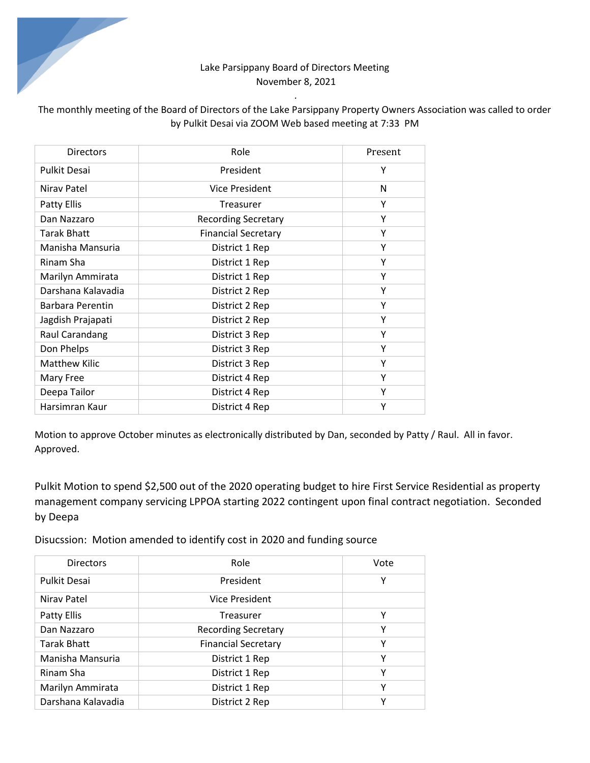Lake Parsippany Board of Directors Meeting
November 8, 2021

The monthly meeting of the Board of Directors of the Lake Parsippany Property Owners Association was called to order by Pulkit Desai via ZOOM Web based meeting at 7:33 PM

| Directors | Role | Present |
|---|---|---|
| Pulkit Desai | President | Y |
| Nirav Patel | Vice President | N |
| Patty Ellis | Treasurer | Y |
| Dan Nazzaro | Recording Secretary | Y |
| Tarak Bhatt | Financial Secretary | Y |
| Manisha Mansuria | District 1 Rep | Y |
| Rinam Sha | District 1 Rep | Y |
| Marilyn Ammirata | District 1 Rep | Y |
| Darshana Kalavadia | District 2 Rep | Y |
| Barbara Perentin | District 2 Rep | Y |
| Jagdish Prajapati | District 2 Rep | Y |
| Raul Carandang | District 3 Rep | Y |
| Don Phelps | District 3 Rep | Y |
| Matthew Kilic | District 3 Rep | Y |
| Mary Free | District 4 Rep | Y |
| Deepa Tailor | District 4 Rep | Y |
| Harsimran Kaur | District 4 Rep | Y |

Motion to approve October minutes as electronically distributed by Dan, seconded by Patty / Raul. All in favor. Approved.

Pulkit Motion to spend $2,500 out of the 2020 operating budget to hire First Service Residential as property management company servicing LPPOA starting 2022 contingent upon final contract negotiation. Seconded by Deepa

Disucssion: Motion amended to identify cost in 2020 and funding source

| Directors | Role | Vote |
|---|---|---|
| Pulkit Desai | President | Y |
| Nirav Patel | Vice President | |
| Patty Ellis | Treasurer | Y |
| Dan Nazzaro | Recording Secretary | Y |
| Tarak Bhatt | Financial Secretary | Y |
| Manisha Mansuria | District 1 Rep | Y |
| Rinam Sha | District 1 Rep | Y |
| Marilyn Ammirata | District 1 Rep | Y |
| Darshana Kalavadia | District 2 Rep | Y |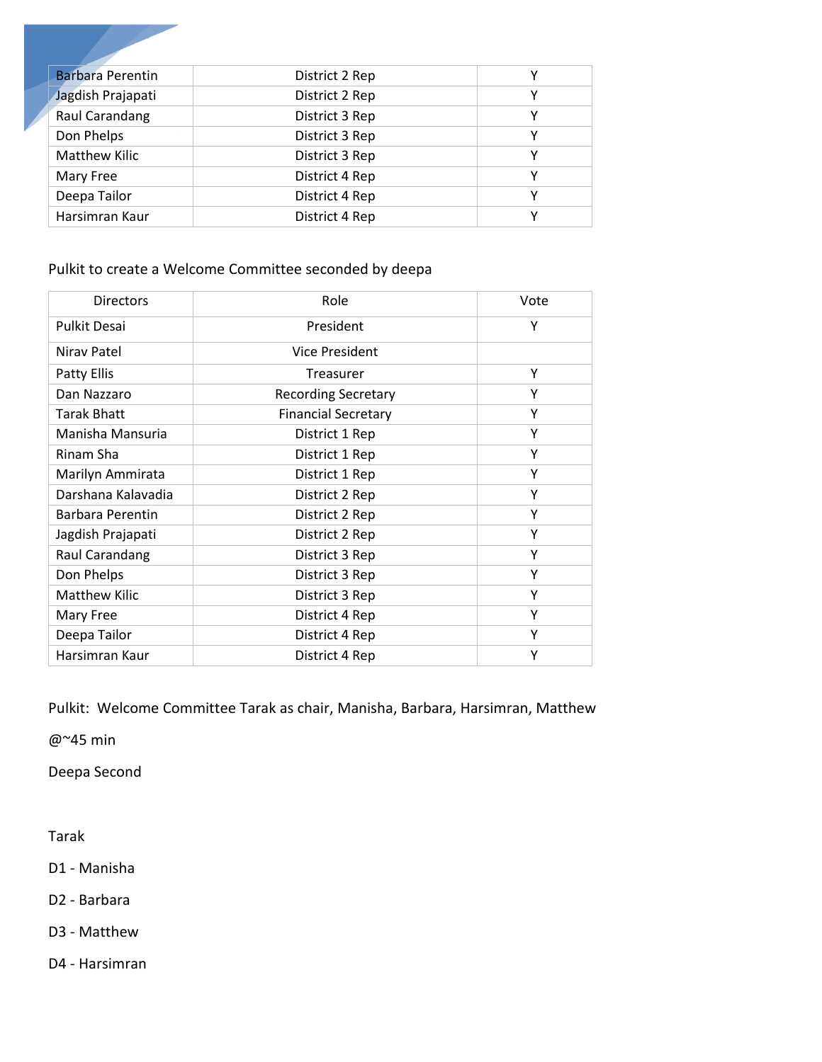| | | |
|---|---|---|
| Barbara Perentin | District 2 Rep | Y |
| Jagdish Prajapati | District 2 Rep | Y |
| Raul Carandang | District 3 Rep | Y |
| Don Phelps | District 3 Rep | Y |
| Matthew Kilic | District 3 Rep | Y |
| Mary Free | District 4 Rep | Y |
| Deepa Tailor | District 4 Rep | Y |
| Harsimran Kaur | District 4 Rep | Y |

Pulkit to create a Welcome Committee seconded by deepa

| Directors | Role | Vote |
|---|---|---|
| Pulkit Desai | President | Y |
| Nirav Patel | Vice President | |
| Patty Ellis | Treasurer | Y |
| Dan Nazzaro | Recording Secretary | Y |
| Tarak Bhatt | Financial Secretary | Y |
| Manisha Mansuria | District 1 Rep | Y |
| Rinam Sha | District 1 Rep | Y |
| Marilyn Ammirata | District 1 Rep | Y |
| Darshana Kalavadia | District 2 Rep | Y |
| Barbara Perentin | District 2 Rep | Y |
| Jagdish Prajapati | District 2 Rep | Y |
| Raul Carandang | District 3 Rep | Y |
| Don Phelps | District 3 Rep | Y |
| Matthew Kilic | District 3 Rep | Y |
| Mary Free | District 4 Rep | Y |
| Deepa Tailor | District 4 Rep | Y |
| Harsimran Kaur | District 4 Rep | Y |

Pulkit: Welcome Committee Tarak as chair, Manisha, Barbara, Harsimran, Matthew

@~45 min

Deepa Second

Tarak

D1 - Manisha

D2 - Barbara

D3 - Matthew

D4 - Harsimran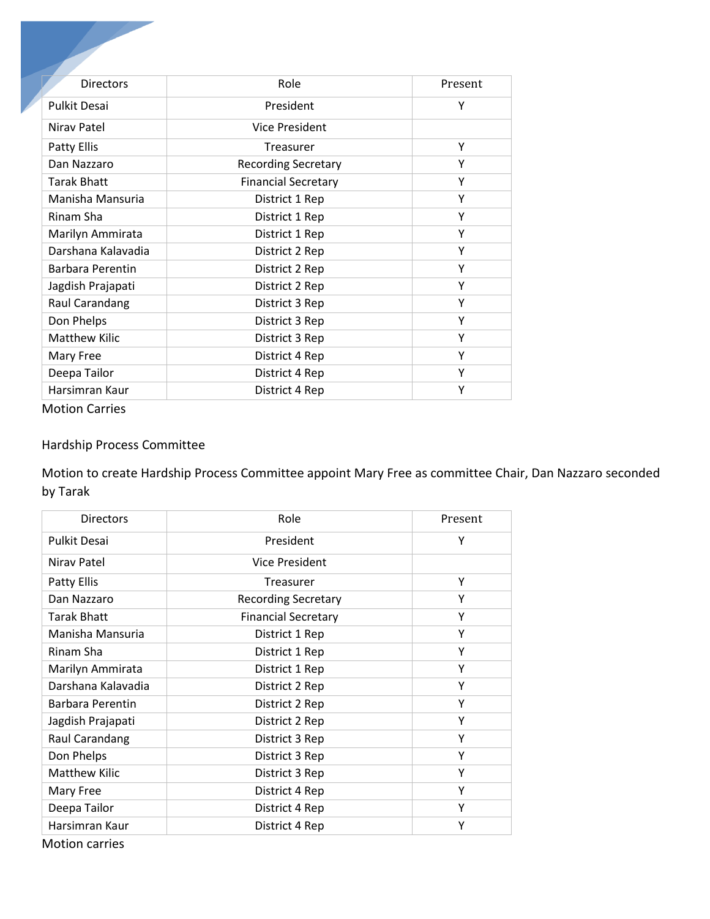| Directors | Role | Present |
|---|---|---|
| Pulkit Desai | President | Y |
| Nirav Patel | Vice President | |
| Patty Ellis | Treasurer | Y |
| Dan Nazzaro | Recording Secretary | Y |
| Tarak Bhatt | Financial Secretary | Y |
| Manisha Mansuria | District 1 Rep | Y |
| Rinam Sha | District 1 Rep | Y |
| Marilyn Ammirata | District 1 Rep | Y |
| Darshana Kalavadia | District 2 Rep | Y |
| Barbara Perentin | District 2 Rep | Y |
| Jagdish Prajapati | District 2 Rep | Y |
| Raul Carandang | District 3 Rep | Y |
| Don Phelps | District 3 Rep | Y |
| Matthew Kilic | District 3 Rep | Y |
| Mary Free | District 4 Rep | Y |
| Deepa Tailor | District 4 Rep | Y |
| Harsimran Kaur | District 4 Rep | Y |

Motion Carries

Hardship Process Committee

Motion to create Hardship Process Committee appoint Mary Free as committee Chair, Dan Nazzaro seconded by Tarak

| Directors | Role | Present |
|---|---|---|
| Pulkit Desai | President | Y |
| Nirav Patel | Vice President | |
| Patty Ellis | Treasurer | Y |
| Dan Nazzaro | Recording Secretary | Y |
| Tarak Bhatt | Financial Secretary | Y |
| Manisha Mansuria | District 1 Rep | Y |
| Rinam Sha | District 1 Rep | Y |
| Marilyn Ammirata | District 1 Rep | Y |
| Darshana Kalavadia | District 2 Rep | Y |
| Barbara Perentin | District 2 Rep | Y |
| Jagdish Prajapati | District 2 Rep | Y |
| Raul Carandang | District 3 Rep | Y |
| Don Phelps | District 3 Rep | Y |
| Matthew Kilic | District 3 Rep | Y |
| Mary Free | District 4 Rep | Y |
| Deepa Tailor | District 4 Rep | Y |
| Harsimran Kaur | District 4 Rep | Y |

Motion carries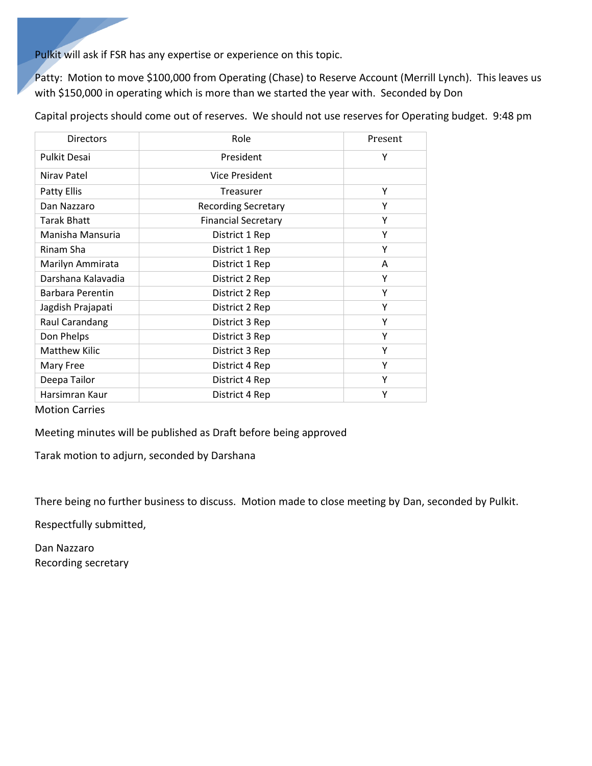Pulkit will ask if FSR has any expertise or experience on this topic.

Patty: Motion to move $100,000 from Operating (Chase) to Reserve Account (Merrill Lynch). This leaves us with $150,000 in operating which is more than we started the year with. Seconded by Don

Capital projects should come out of reserves. We should not use reserves for Operating budget. 9:48 pm

| Directors | Role | Present |
|---|---|---|
| Pulkit Desai | President | Y |
| Nirav Patel | Vice President | |
| Patty Ellis | Treasurer | Y |
| Dan Nazzaro | Recording Secretary | Y |
| Tarak Bhatt | Financial Secretary | Y |
| Manisha Mansuria | District 1 Rep | Y |
| Rinam Sha | District 1 Rep | Y |
| Marilyn Ammirata | District 1 Rep | A |
| Darshana Kalavadia | District 2 Rep | Y |
| Barbara Perentin | District 2 Rep | Y |
| Jagdish Prajapati | District 2 Rep | Y |
| Raul Carandang | District 3 Rep | Y |
| Don Phelps | District 3 Rep | Y |
| Matthew Kilic | District 3 Rep | Y |
| Mary Free | District 4 Rep | Y |
| Deepa Tailor | District 4 Rep | Y |
| Harsimran Kaur | District 4 Rep | Y |

Motion Carries

Meeting minutes will be published as Draft before being approved

Tarak motion to adjurn, seconded by Darshana

There being no further business to discuss. Motion made to close meeting by Dan, seconded by Pulkit.

Respectfully submitted,

Dan Nazzaro
Recording secretary